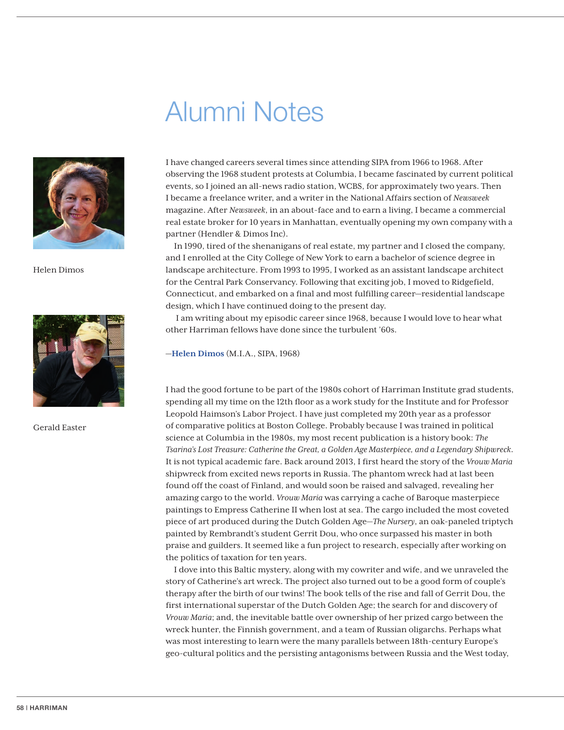# Alumni Notes

Helen Dimos

I have changed careers several times since attending SIPA from 1966 to 1968. After observing the 1968 student protests at Columbia, I became fascinated by current political events, so I joined an all-news radio station, WCBS, for approximately two years. Then I became a freelance writer, and a writer in the National Affairs section of *Newsweek* magazine. After *Newsweek*, in an about-face and to earn a living, I became a commercial real estate broker for 10 years in Manhattan, eventually opening my own company with a partner (Hendler & Dimos Inc).

In 1990, tired of the shenanigans of real estate, my partner and I closed the company, and I enrolled at the City College of New York to earn a bachelor of science degree in landscape architecture. From 1993 to 1995, I worked as an assistant landscape architect for the Central Park Conservancy. Following that exciting job, I moved to Ridgefield, Connecticut, and embarked on a final and most fulfilling career—residential landscape design, which I have continued doing to the present day.

I am writing about my episodic career since 1968, because I would love to hear what other Harriman fellows have done since the turbulent '60s.

—**Helen Dimos** (M.I.A., SIPA, 1968)

Gerald Easter

I had the good fortune to be part of the 1980s cohort of Harriman Institute grad students, spending all my time on the 12th floor as a work study for the Institute and for Professor Leopold Haimson's Labor Project. I have just completed my 20th year as a professor of comparative politics at Boston College. Probably because I was trained in political science at Columbia in the 1980s, my most recent publication is a history book: *The Tsarina's Lost Treasure: Catherine the Great, a Golden Age Masterpiece, and a Legendary Shipwreck*. It is not typical academic fare. Back around 2013, I first heard the story of the *Vrouw Maria* shipwreck from excited news reports in Russia. The phantom wreck had at last been found off the coast of Finland, and would soon be raised and salvaged, revealing her amazing cargo to the world. *Vrouw Maria* was carrying a cache of Baroque masterpiece paintings to Empress Catherine II when lost at sea. The cargo included the most coveted piece of art produced during the Dutch Golden Age—*The Nursery*, an oak-paneled triptych painted by Rembrandt's student Gerrit Dou, who once surpassed his master in both praise and guilders. It seemed like a fun project to research, especially after working on the politics of taxation for ten years.

I dove into this Baltic mystery, along with my cowriter and wife, and we unraveled the story of Catherine's art wreck. The project also turned out to be a good form of couple's therapy after the birth of our twins! The book tells of the rise and fall of Gerrit Dou, the first international superstar of the Dutch Golden Age; the search for and discovery of *Vrouw Maria*; and, the inevitable battle over ownership of her prized cargo between the wreck hunter, the Finnish government, and a team of Russian oligarchs. Perhaps what was most interesting to learn were the many parallels between 18th-century Europe's geo-cultural politics and the persisting antagonisms between Russia and the West today,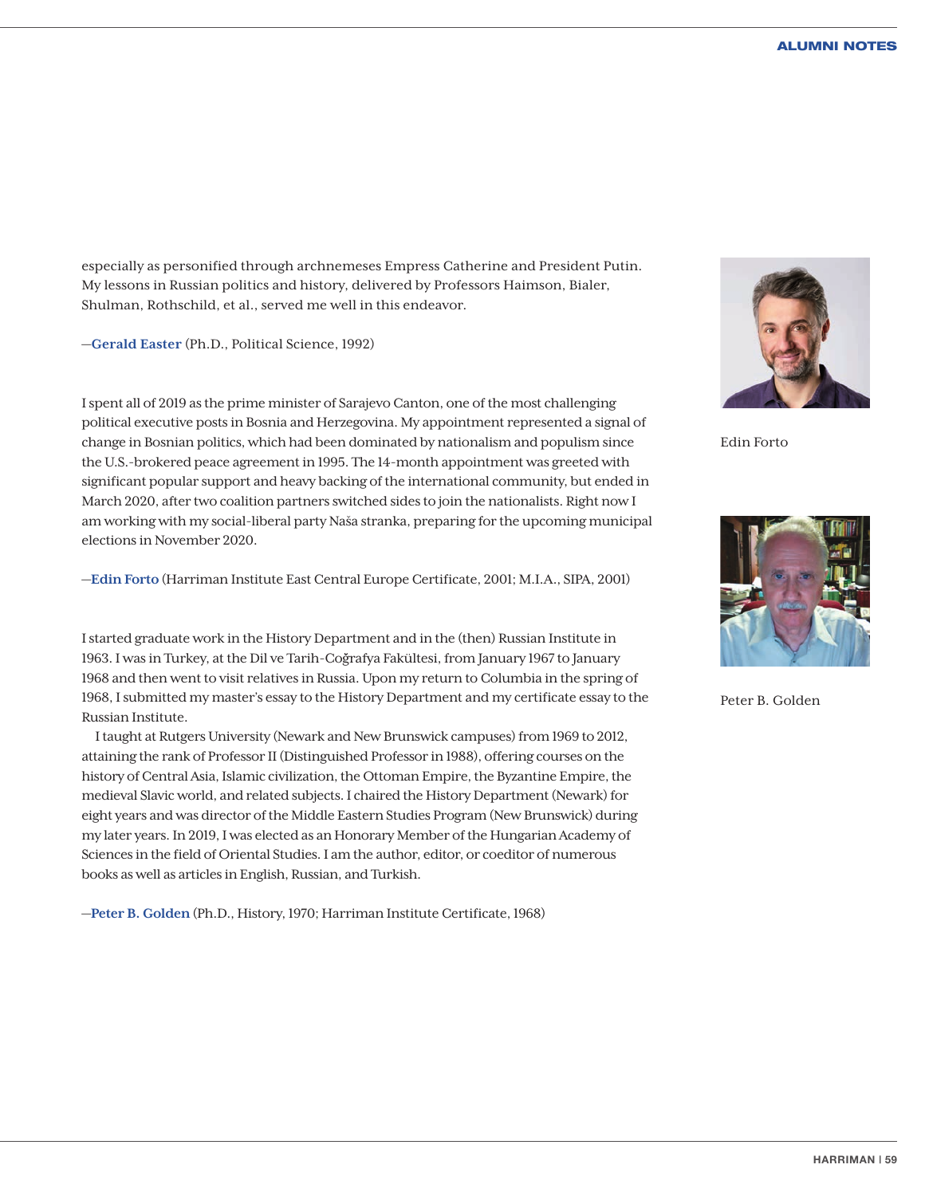especially as personified through archnemeses Empress Catherine and President Putin. My lessons in Russian politics and history, delivered by Professors Haimson, Bialer, Shulman, Rothschild, et al., served me well in this endeavor.

—**Gerald Easter** (Ph.D., Political Science, 1992)

I spent all of 2019 as the prime minister of Sarajevo Canton, one of the most challenging political executive posts in Bosnia and Herzegovina. My appointment represented a signal of change in Bosnian politics, which had been dominated by nationalism and populism since the U.S.-brokered peace agreement in 1995. The 14-month appointment was greeted with significant popular support and heavy backing of the international community, but ended in March 2020, after two coalition partners switched sides to join the nationalists. Right now I am working with my social-liberal party Naša stranka, preparing for the upcoming municipal elections in November 2020.

—**Edin Forto** (Harriman Institute East Central Europe Certificate, 2001; M.I.A., SIPA, 2001)

Edin Forto

I started graduate work in the History Department and in the (then) Russian Institute in 1963. I was in Turkey, at the Dil ve Tarih-Coğrafya Fakültesi, from January 1967 to January 1968 and then went to visit relatives in Russia. Upon my return to Columbia in the spring of 1968, I submitted my master's essay to the History Department and my certificate essay to the Russian Institute.

I taught at Rutgers University (Newark and New Brunswick campuses) from 1969 to 2012, attaining the rank of Professor II (Distinguished Professor in 1988), offering courses on the history of Central Asia, Islamic civilization, the Ottoman Empire, the Byzantine Empire, the medieval Slavic world, and related subjects. I chaired the History Department (Newark) for eight years and was director of the Middle Eastern Studies Program (New Brunswick) during my later years. In 2019, I was elected as an Honorary Member of the Hungarian Academy of Sciences in the field of Oriental Studies. I am the author, editor, or coeditor of numerous books as well as articles in English, Russian, and Turkish.

—**Peter B. Golden** (Ph.D., History, 1970; Harriman Institute Certificate, 1968)

Peter B. Golden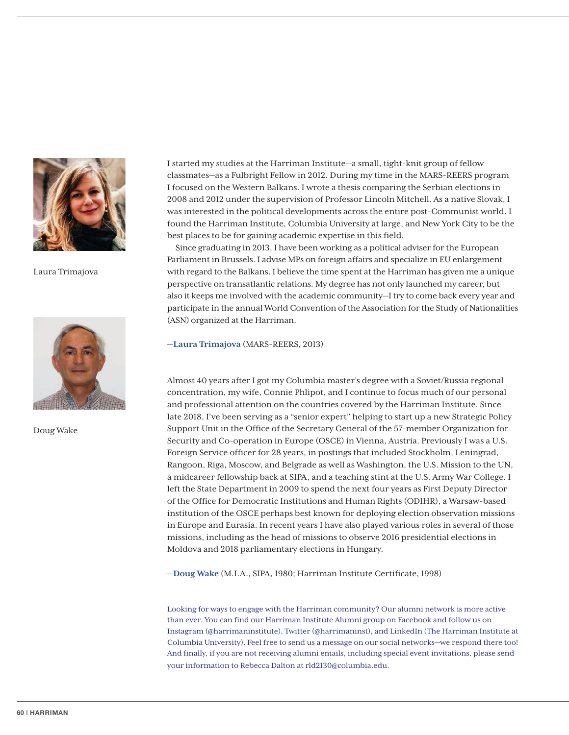Laura Trimajova

I started my studies at the Harriman Institute—a small, tight-knit group of fellow classmates—as a Fulbright Fellow in 2012. During my time in the MARS-REERS program I focused on the Western Balkans. I wrote a thesis comparing the Serbian elections in 2008 and 2012 under the supervision of Professor Lincoln Mitchell. As a native Slovak, I was interested in the political developments across the entire post-Communist world. I found the Harriman Institute, Columbia University at large, and New York City to be the best places to be for gaining academic expertise in this field.

Since graduating in 2013, I have been working as a political adviser for the European Parliament in Brussels. I advise MPs on foreign affairs and specialize in EU enlargement with regard to the Balkans. I believe the time spent at the Harriman has given me a unique perspective on transatlantic relations. My degree has not only launched my career, but also it keeps me involved with the academic community—I try to come back every year and participate in the annual World Convention of the Association for the Study of Nationalities (ASN) organized at the Harriman.

—**Laura Trimajova** (MARS-REERS, 2013)

Doug Wake

Almost 40 years after I got my Columbia master's degree with a Soviet/Russia regional concentration, my wife, Connie Phlipot, and I continue to focus much of our personal and professional attention on the countries covered by the Harriman Institute. Since late 2018, I've been serving as a "senior expert" helping to start up a new Strategic Policy Support Unit in the Office of the Secretary General of the 57-member Organization for Security and Co-operation in Europe (OSCE) in Vienna, Austria. Previously I was a U.S. Foreign Service officer for 28 years, in postings that included Stockholm, Leningrad, Rangoon, Riga, Moscow, and Belgrade as well as Washington, the U.S. Mission to the UN, a midcareer fellowship back at SIPA, and a teaching stint at the U.S. Army War College. I left the State Department in 2009 to spend the next four years as First Deputy Director of the Office for Democratic Institutions and Human Rights (ODIHR), a Warsaw-based institution of the OSCE perhaps best known for deploying election observation missions in Europe and Eurasia. In recent years I have also played various roles in several of those missions, including as the head of missions to observe 2016 presidential elections in Moldova and 2018 parliamentary elections in Hungary.

—**Doug Wake** (M.I.A., SIPA, 1980; Harriman Institute Certificate, 1998)

Looking for ways to engage with the Harriman community? Our alumni network is more active than ever. You can find our Harriman Institute Alumni group on Facebook and follow us on Instagram (@harrimaninstitute), Twitter (@harrimaninst), and LinkedIn (The Harriman Institute at Columbia University). Feel free to send us a message on our social networks—we respond there too! And finally, if you are not receiving alumni emails, including special event invitations, please send your information to Rebecca Dalton at rld2130@columbia.edu.